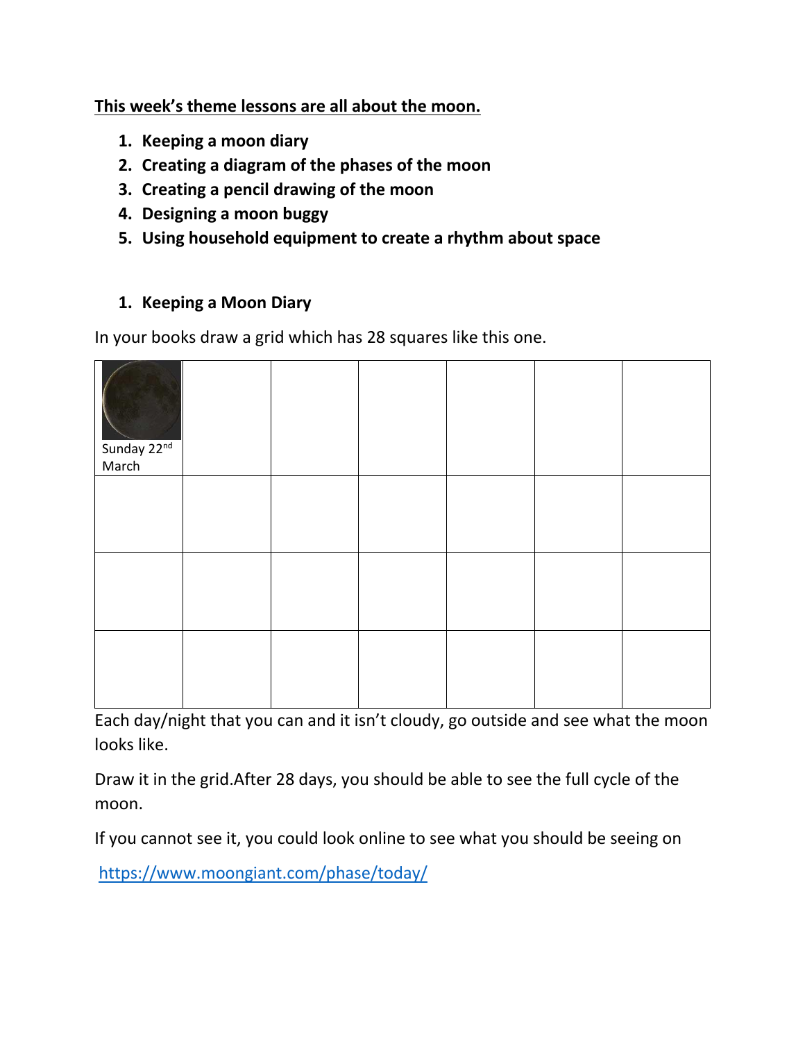**<u>This week's theme lessons are all about the moon.</u>**

1. **Keeping a moon diary**
2. **Creating a diagram of the phases of the moon**
3. **Creating a pencil drawing of the moon**
4. **Designing a moon buggy**
5. **Using household equipment to create a rhythm about space**

## 1. Keeping a Moon Diary

In your books draw a grid which has 28 squares like this one.

| | | | | | | |
|---|---|---|---|---|---|---|
| Sunday 22nd March | | | | | | |
| | | | | | | |
| | | | | | | |
| | | | | | | |

Each day/night that you can and it isn't cloudy, go outside and see what the moon looks like.

Draw it in the grid.After 28 days, you should be able to see the full cycle of the moon.

If you cannot see it, you could look online to see what you should be seeing on

https://www.moongiant.com/phase/today/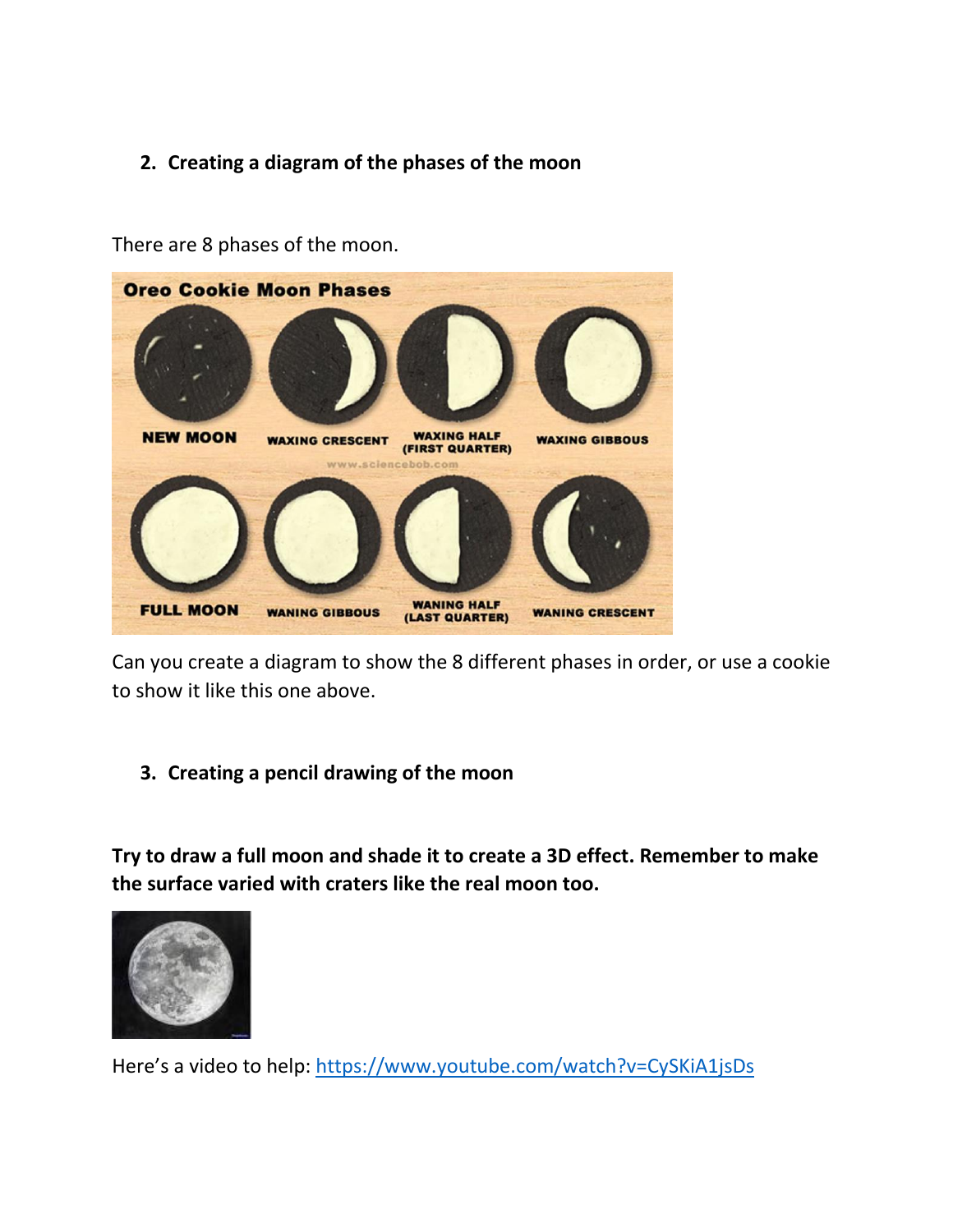2. **Creating a diagram of the phases of the moon**

There are 8 phases of the moon.

Can you create a diagram to show the 8 different phases in order, or use a cookie to show it like this one above.

3. **Creating a pencil drawing of the moon**

**Try to draw a full moon and shade it to create a 3D effect. Remember to make the surface varied with craters like the real moon too.**

Here's a video to help: [https://www.youtube.com/watch?v=CySKiA1jsDs](https://www.youtube.com/watch?v=CySKiA1jsDs)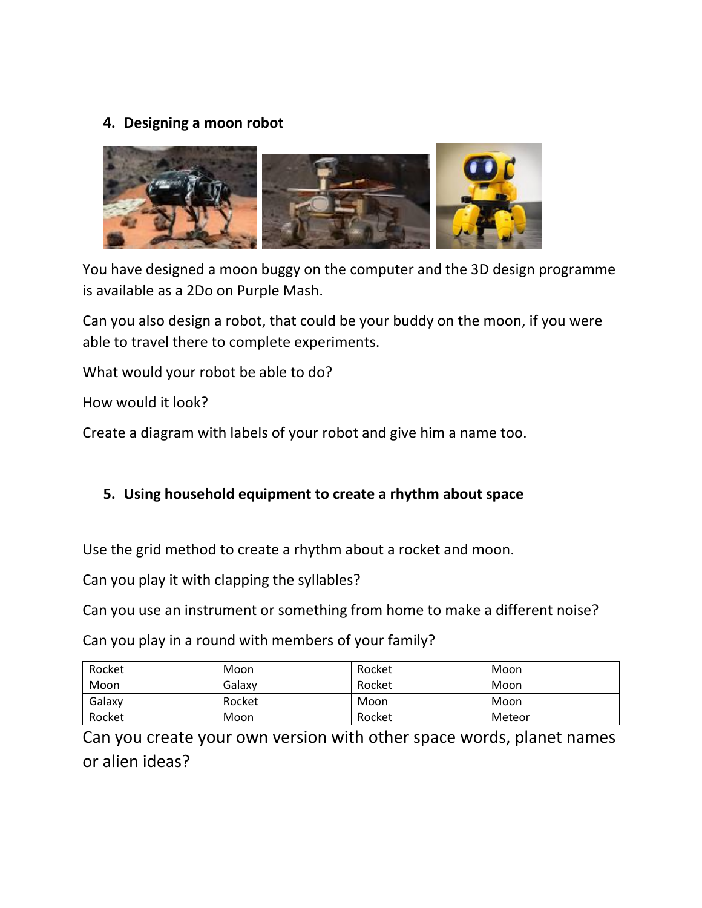## 4. Designing a moon robot

You have designed a moon buggy on the computer and the 3D design programme is available as a 2Do on Purple Mash.

Can you also design a robot, that could be your buddy on the moon, if you were able to travel there to complete experiments.

What would your robot be able to do?

How would it look?

Create a diagram with labels of your robot and give him a name too.

## 5. Using household equipment to create a rhythm about space

Use the grid method to create a rhythm about a rocket and moon.

Can you play it with clapping the syllables?

Can you use an instrument or something from home to make a different noise?

Can you play in a round with members of your family?

| | | | |
|---|---|---|---|
| Rocket | Moon | Rocket | Moon |
| Moon | Galaxy | Rocket | Moon |
| Galaxy | Rocket | Moon | Moon |
| Rocket | Moon | Rocket | Meteor |

Can you create your own version with other space words, planet names or alien ideas?